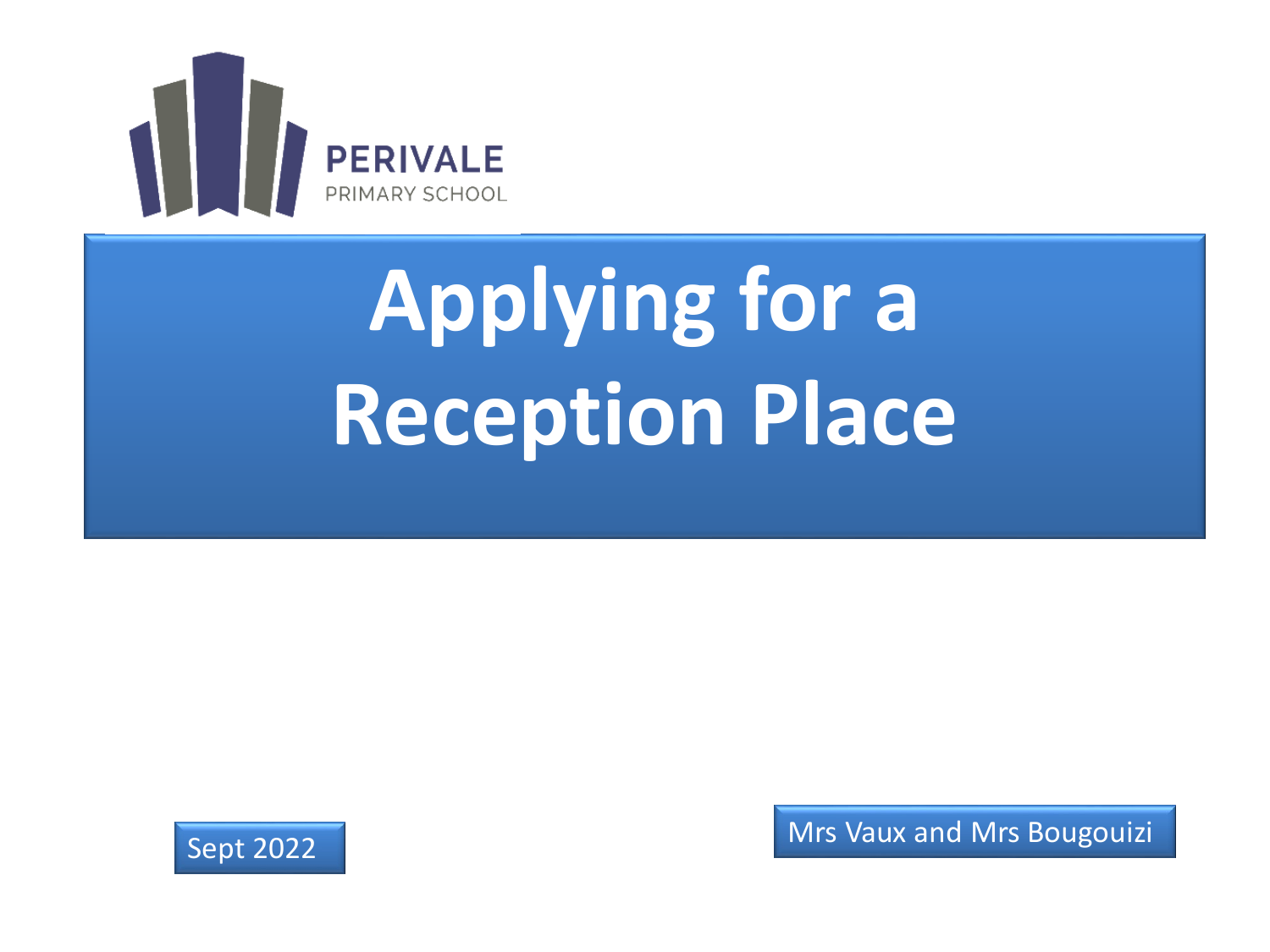PERIVALE

PRIMARY SCHOOL

# Applying for a Reception Place

Sept 2022

Mrs Vaux and Mrs Bougouizi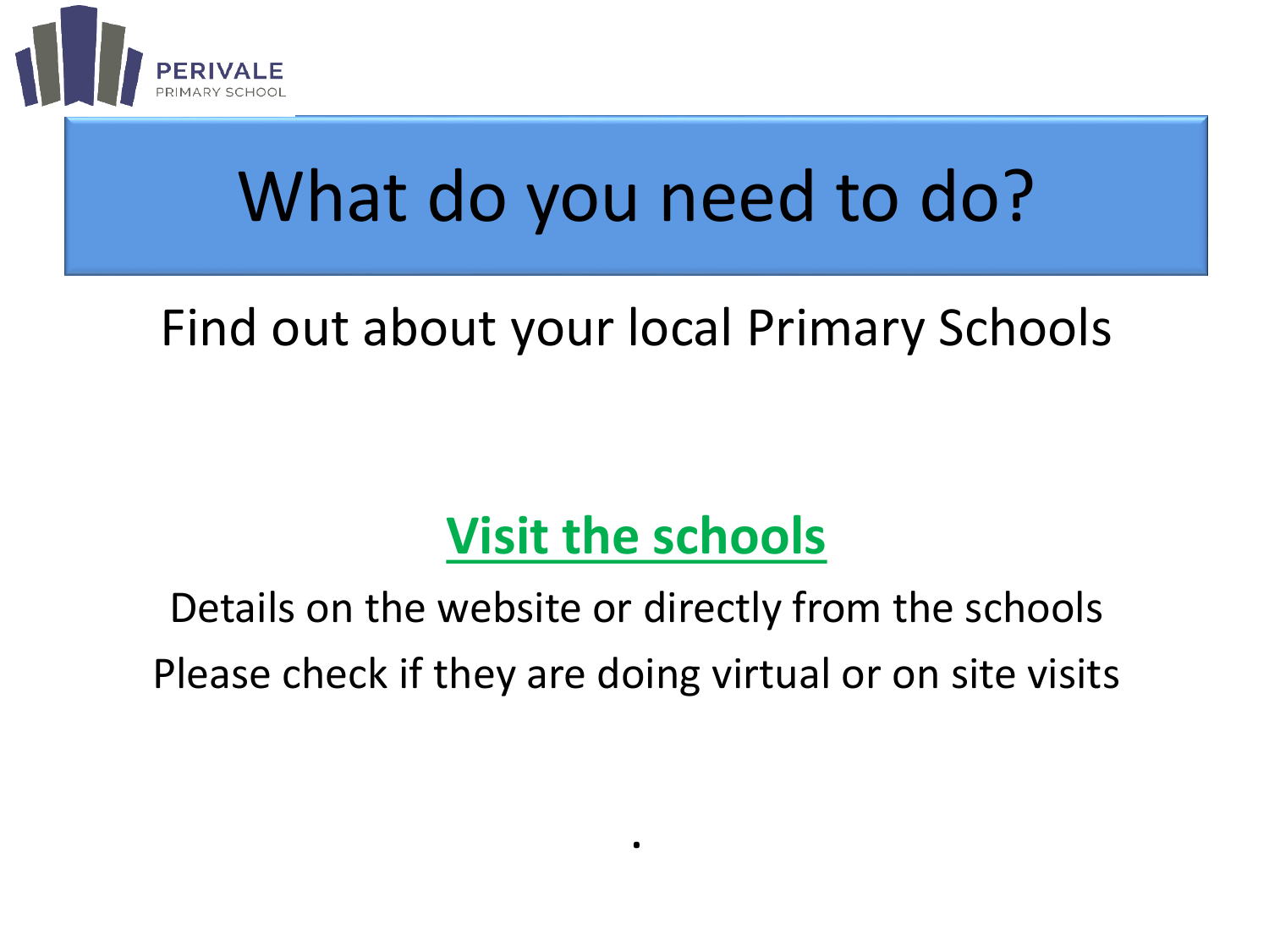# What do you need to do?

Find out about your local Primary Schools

**Visit the schools**

Details on the website or directly from the schools

Please check if they are doing virtual or on site visits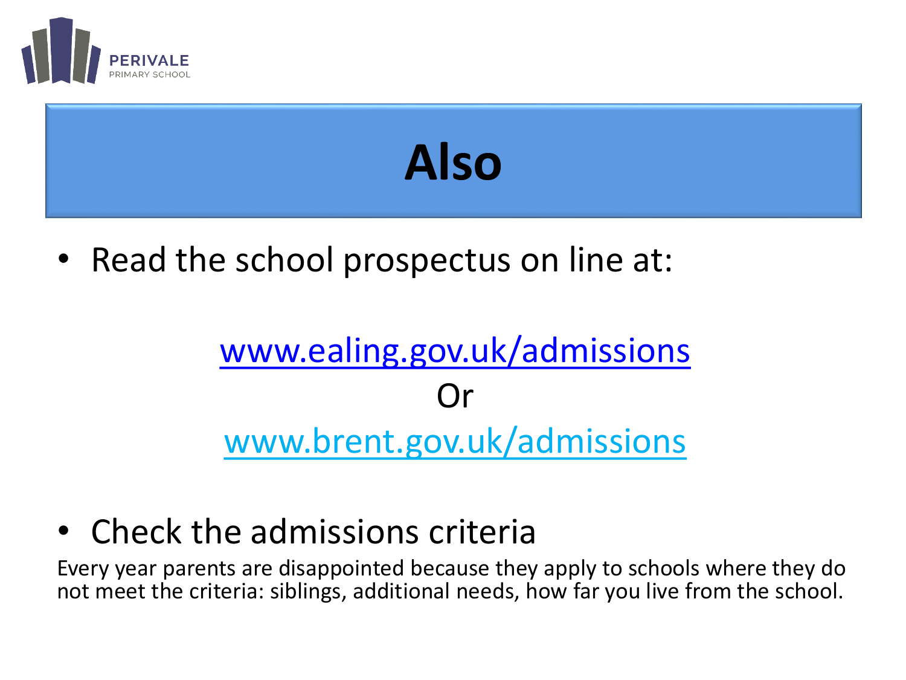PERIVALE
PRIMARY SCHOOL

# Also

- Read the school prospectus on line at:

[www.ealing.gov.uk/admissions](http://www.ealing.gov.uk/admissions)

Or

[www.brent.gov.uk/admissions](http://www.brent.gov.uk/admissions)

- Check the admissions criteria

Every year parents are disappointed because they apply to schools where they do not meet the criteria: siblings, additional needs, how far you live from the school.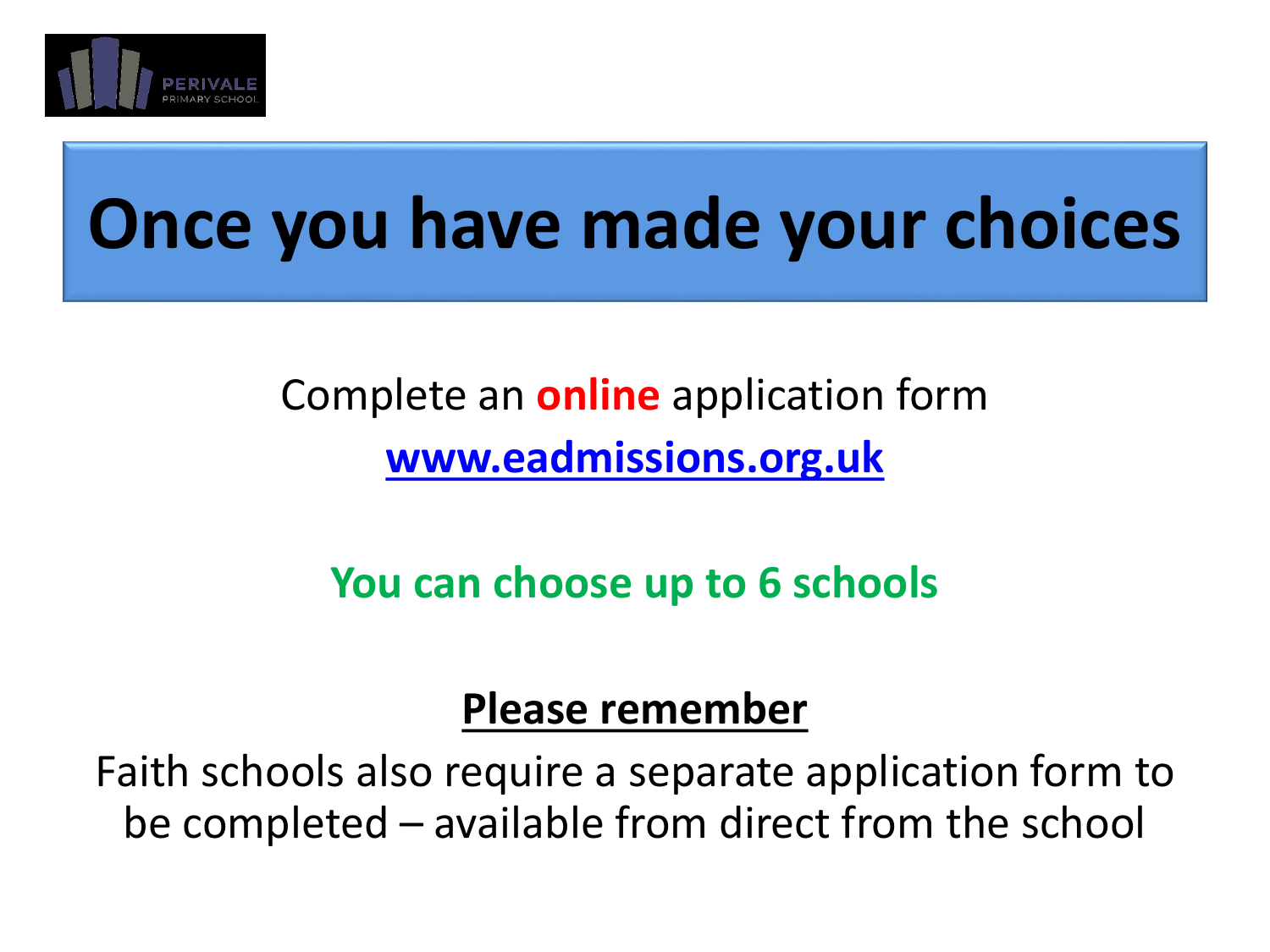# Once you have made your choices

Complete an **online** application form

**www.eadmissions.org.uk**

**You can choose up to 6 schools**

**Please remember**

Faith schools also require a separate application form to be completed – available from direct from the school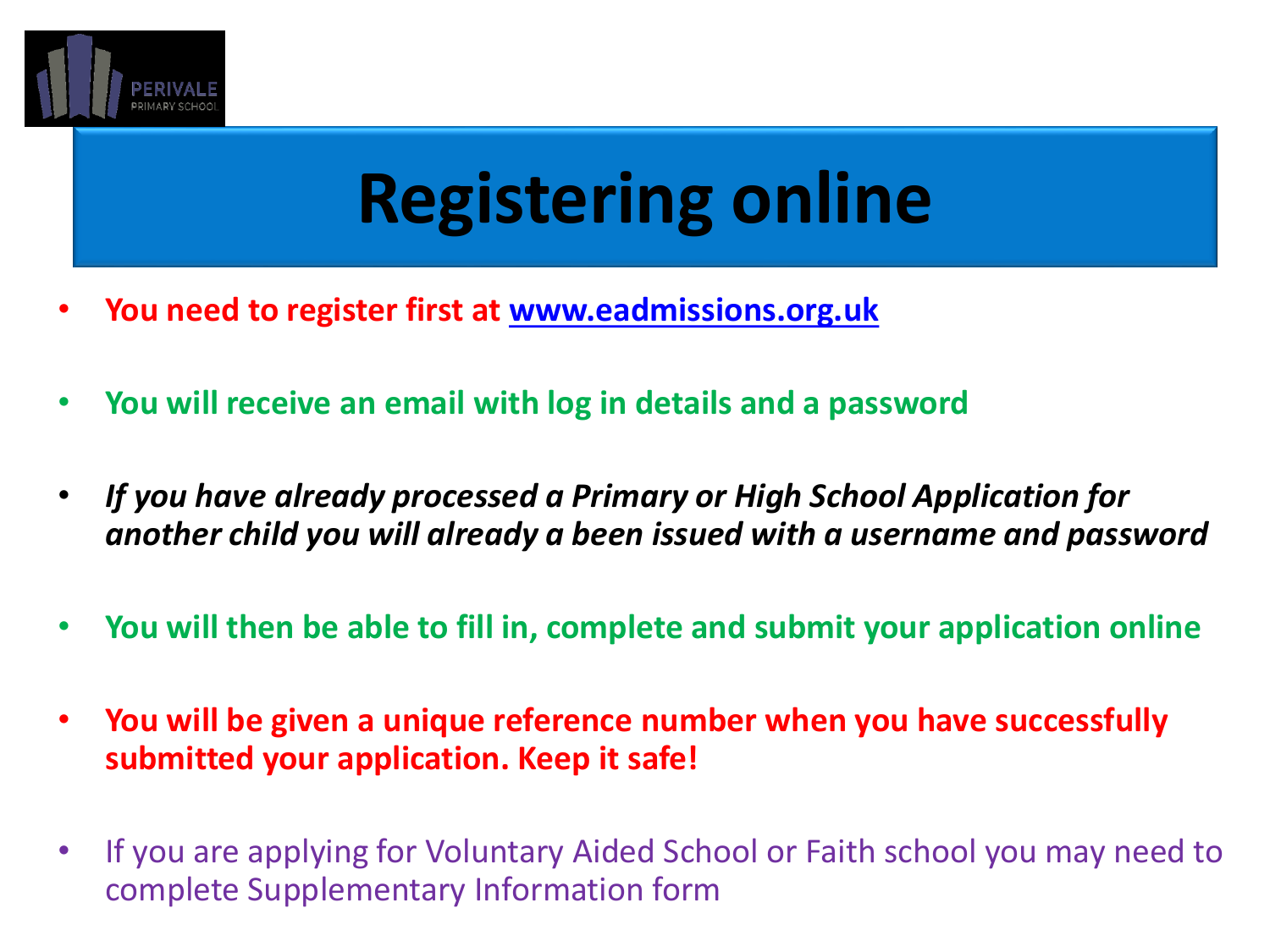# Registering online

- **You need to register first at [www.eadmissions.org.uk](http://www.eadmissions.org.uk)**
- **You will receive an email with log in details and a password**
- ***If you have already processed a Primary or High School Application for another child you will already a been issued with a username and password***
- **You will then be able to fill in, complete and submit your application online**
- **You will be given a unique reference number when you have successfully submitted your application. Keep it safe!**
- If you are applying for Voluntary Aided School or Faith school you may need to complete Supplementary Information form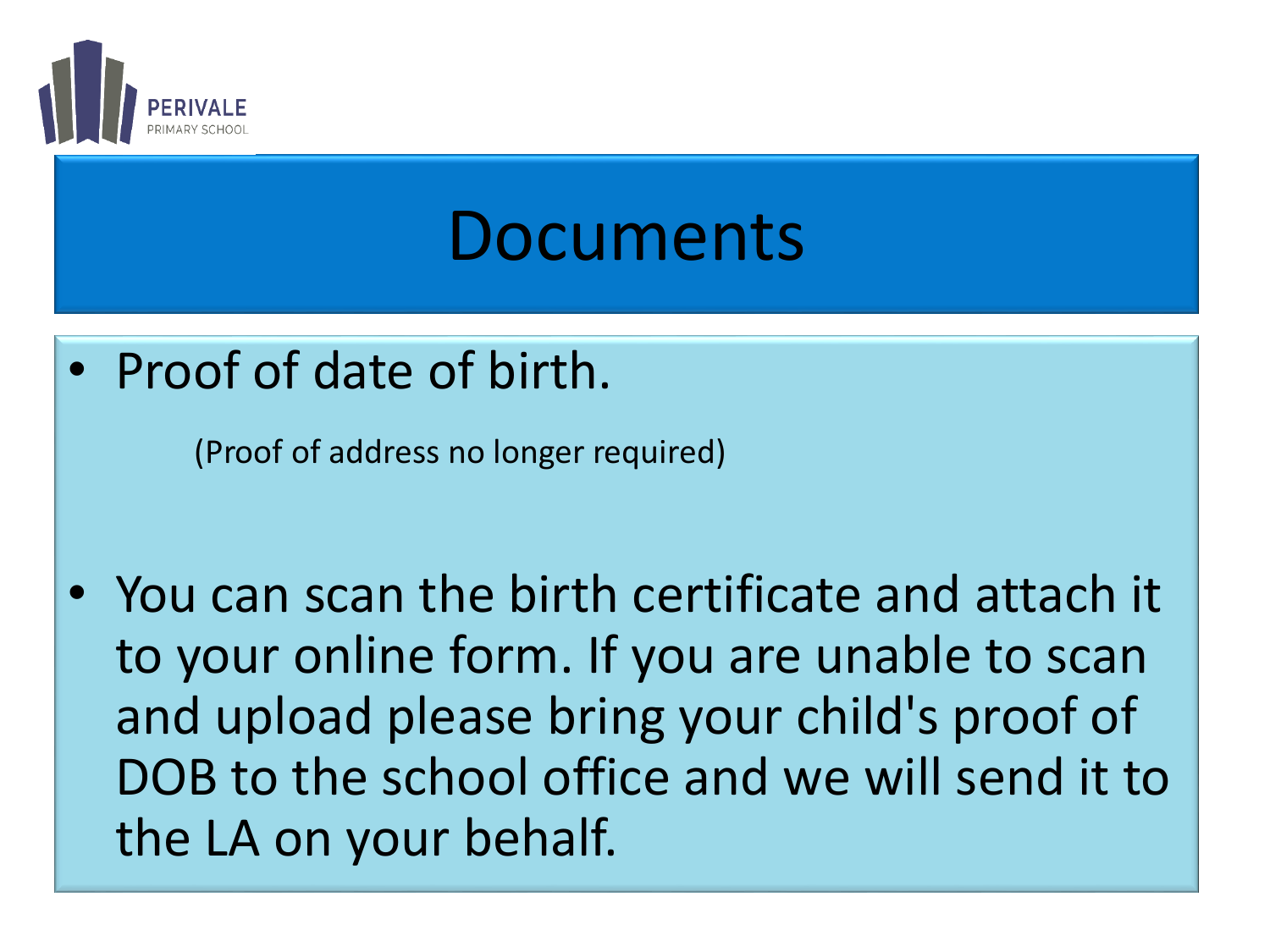PERIVALE
PRIMARY SCHOOL

# Documents

- Proof of date of birth.

  (Proof of address no longer required)

- You can scan the birth certificate and attach it to your online form. If you are unable to scan and upload please bring your child's proof of DOB to the school office and we will send it to the LA on your behalf.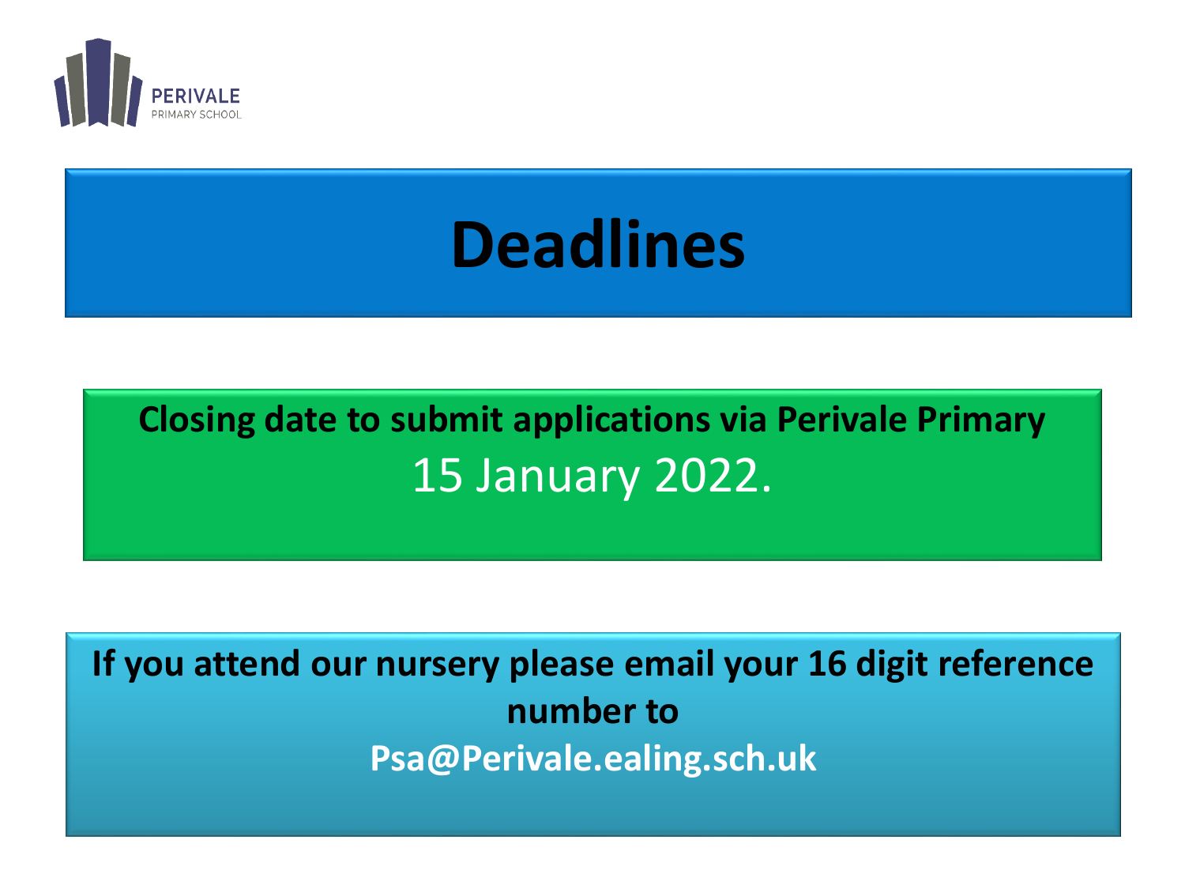PERIVALE
PRIMARY SCHOOL

# Deadlines

**Closing date to submit applications via Perivale Primary**
15 January 2022.

**If you attend our nursery please email your 16 digit reference number to**
**Psa@Perivale.ealing.sch.uk**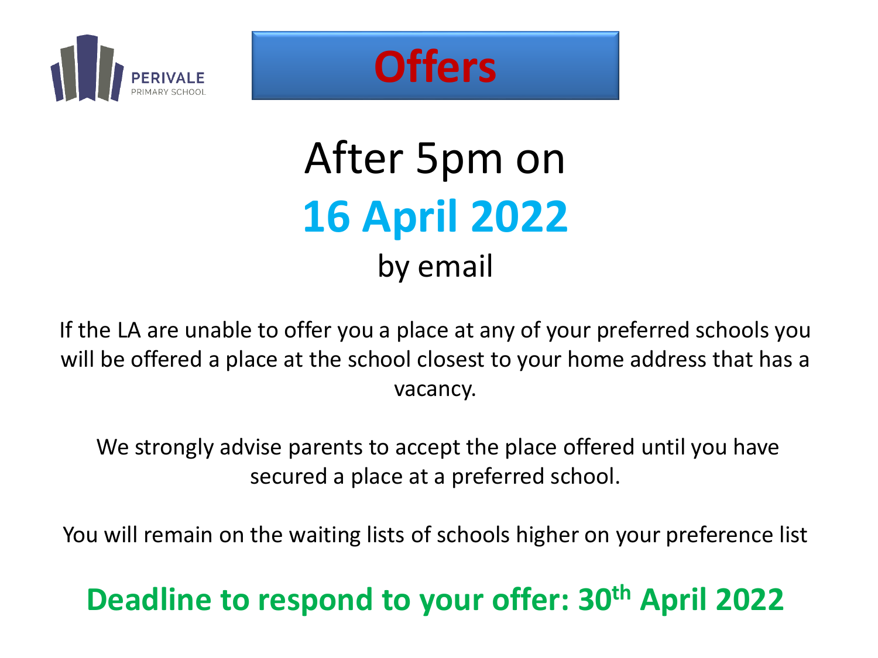# Offers

## After 5pm on **16 April 2022** by email

If the LA are unable to offer you a place at any of your preferred schools you will be offered a place at the school closest to your home address that has a vacancy.

We strongly advise parents to accept the place offered until you have secured a place at a preferred school.

You will remain on the waiting lists of schools higher on your preference list

**Deadline to respond to your offer: 30th April 2022**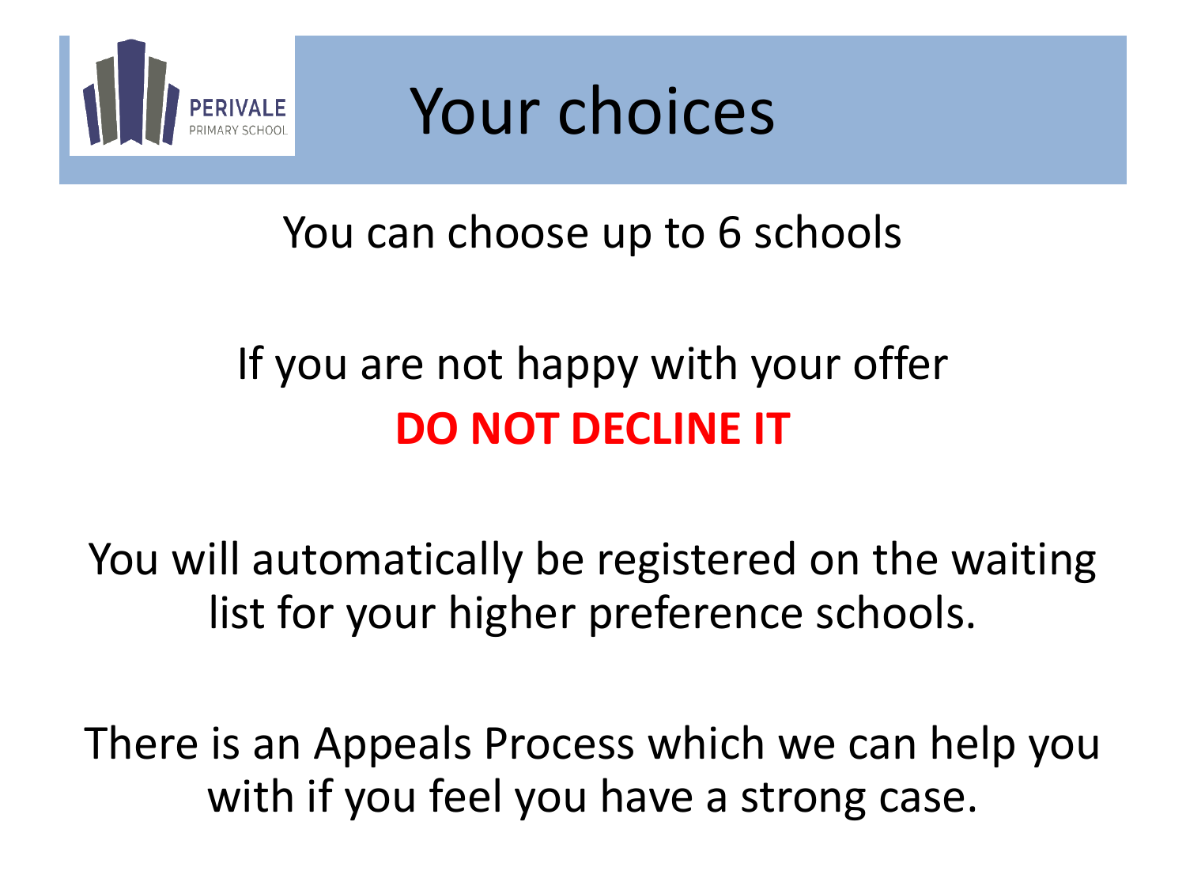PERIVALE
PRIMARY SCHOOL

# Your choices

You can choose up to 6 schools

If you are not happy with your offer
**DO NOT DECLINE IT**

You will automatically be registered on the waiting list for your higher preference schools.

There is an Appeals Process which we can help you with if you feel you have a strong case.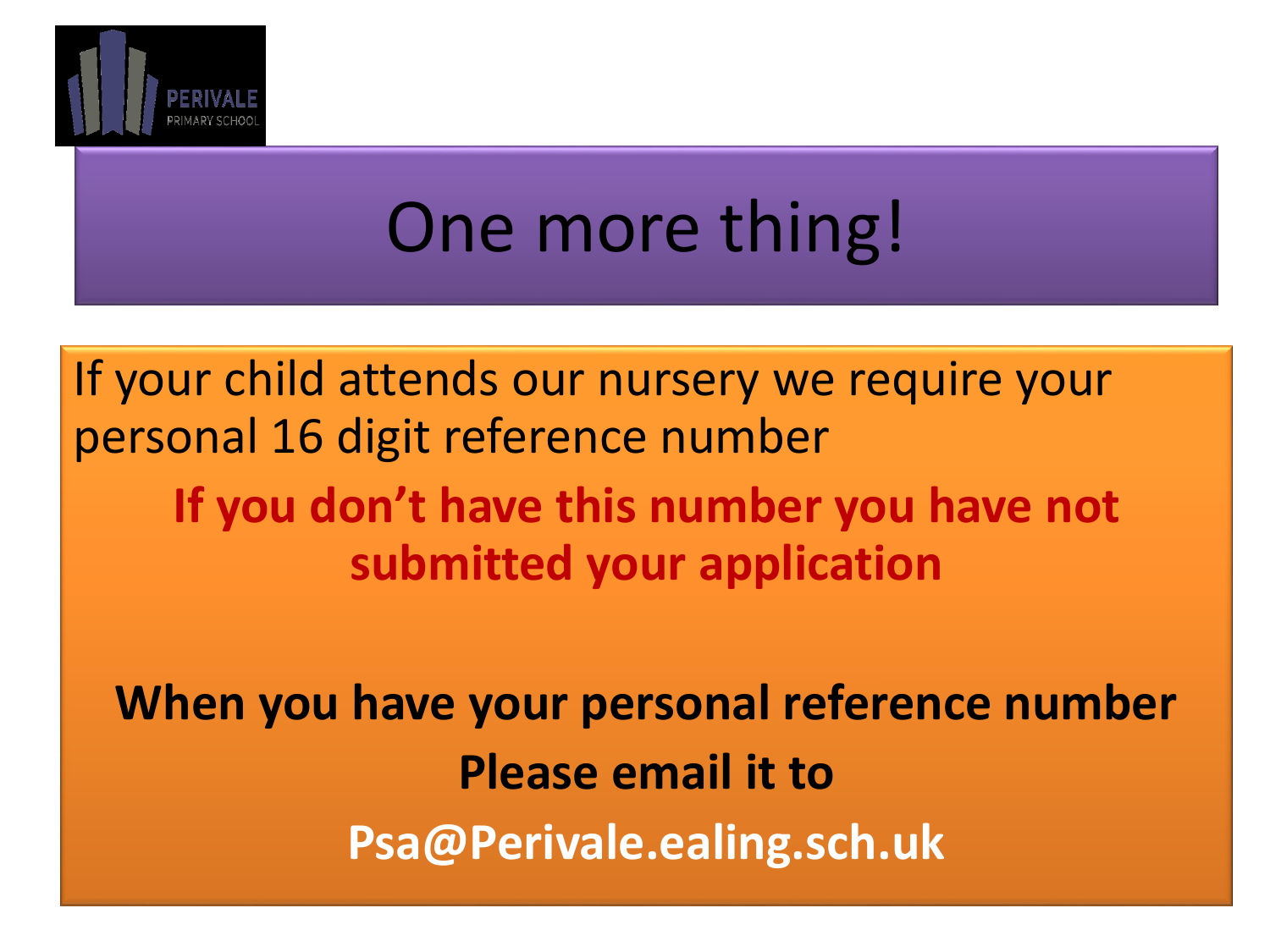PERIVALE
PRIMARY SCHOOL

# One more thing!

If your child attends our nursery we require your personal 16 digit reference number

**If you don't have this number you have not submitted your application**

**When you have your personal reference number**

**Please email it to**

**Psa@Perivale.ealing.sch.uk**